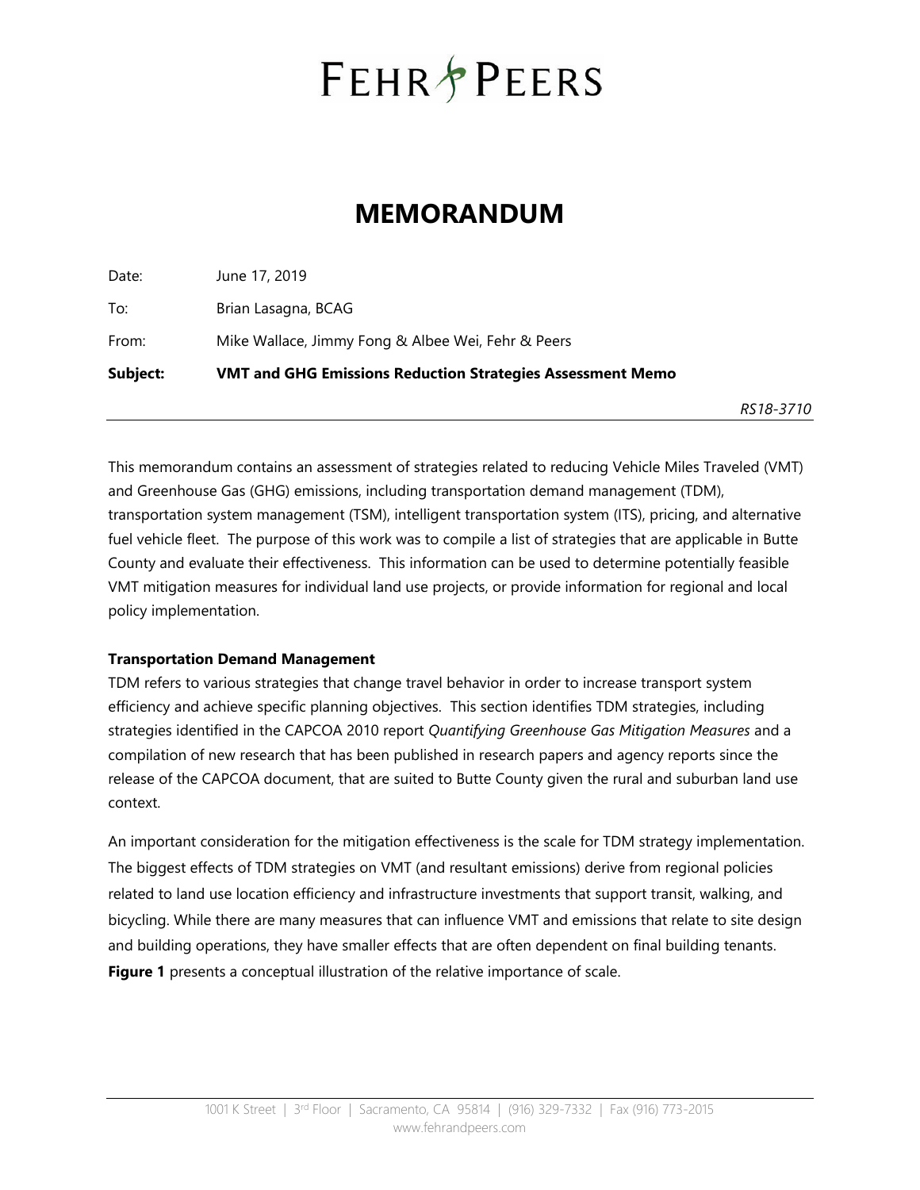# MEMORANDUM

Date: June 17, 2019

To: Brian Lasagna, BCAG

From: Mike Wallace, Jimmy Fong & Albee Wei, Fehr & Peers

**Subject: VMT and GHG Emissions Reduction Strategies Assessment Memo**

*RS18-3710*

This memorandum contains an assessment of strategies related to reducing Vehicle Miles Traveled (VMT) and Greenhouse Gas (GHG) emissions, including transportation demand management (TDM), transportation system management (TSM), intelligent transportation system (ITS), pricing, and alternative fuel vehicle fleet. The purpose of this work was to compile a list of strategies that are applicable in Butte County and evaluate their effectiveness. This information can be used to determine potentially feasible VMT mitigation measures for individual land use projects, or provide information for regional and local policy implementation.

**Transportation Demand Management**

TDM refers to various strategies that change travel behavior in order to increase transport system efficiency and achieve specific planning objectives. This section identifies TDM strategies, including strategies identified in the CAPCOA 2010 report *Quantifying Greenhouse Gas Mitigation Measures* and a compilation of new research that has been published in research papers and agency reports since the release of the CAPCOA document, that are suited to Butte County given the rural and suburban land use context.

An important consideration for the mitigation effectiveness is the scale for TDM strategy implementation. The biggest effects of TDM strategies on VMT (and resultant emissions) derive from regional policies related to land use location efficiency and infrastructure investments that support transit, walking, and bicycling. While there are many measures that can influence VMT and emissions that relate to site design and building operations, they have smaller effects that are often dependent on final building tenants. **Figure 1** presents a conceptual illustration of the relative importance of scale.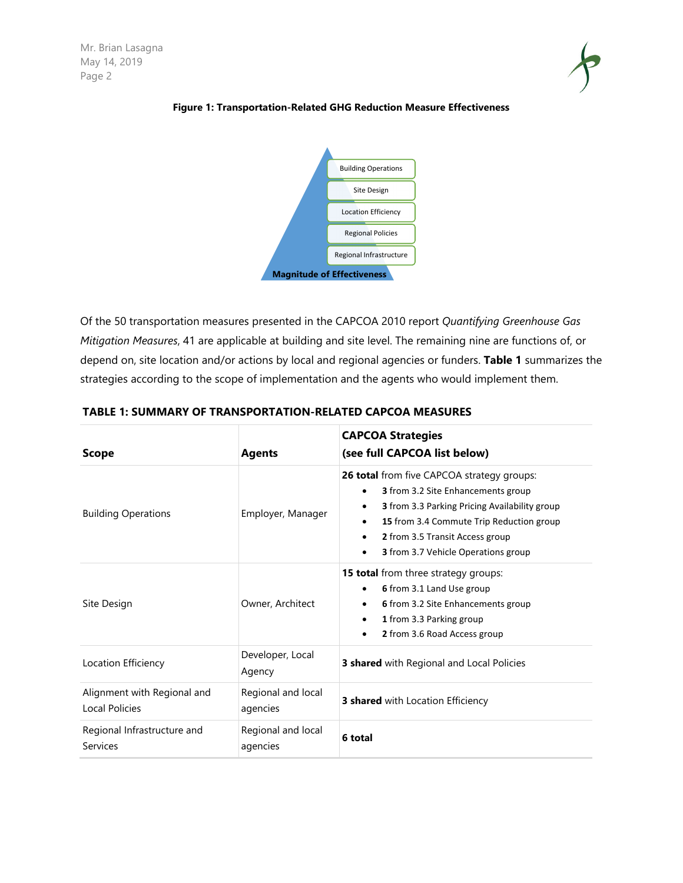**Figure 1: Transportation-Related GHG Reduction Measure Effectiveness**

Building Operations

Site Design

Location Efficiency

Regional Policies

Regional Infrastructure

**Magnitude of Effectiveness**

Of the 50 transportation measures presented in the CAPCOA 2010 report *Quantifying Greenhouse Gas Mitigation Measures*, 41 are applicable at building and site level. The remaining nine are functions of, or depend on, site location and/or actions by local and regional agencies or funders. **Table 1** summarizes the strategies according to the scope of implementation and the agents who would implement them.

**TABLE 1: SUMMARY OF TRANSPORTATION-RELATED CAPCOA MEASURES**

| Scope | Agents | CAPCOA Strategies (see full CAPCOA list below) |
| --- | --- | --- |
| Building Operations | Employer, Manager | **26 total** from five CAPCOA strategy groups:<br>• **3** from 3.2 Site Enhancements group<br>• **3** from 3.3 Parking Pricing Availability group<br>• **15** from 3.4 Commute Trip Reduction group<br>• **2** from 3.5 Transit Access group<br>• **3** from 3.7 Vehicle Operations group |
| Site Design | Owner, Architect | **15 total** from three strategy groups:<br>• **6** from 3.1 Land Use group<br>• **6** from 3.2 Site Enhancements group<br>• **1** from 3.3 Parking group<br>• **2** from 3.6 Road Access group |
| Location Efficiency | Developer, Local Agency | **3 shared** with Regional and Local Policies |
| Alignment with Regional and Local Policies | Regional and local agencies | **3 shared** with Location Efficiency |
| Regional Infrastructure and Services | Regional and local agencies | **6 total** |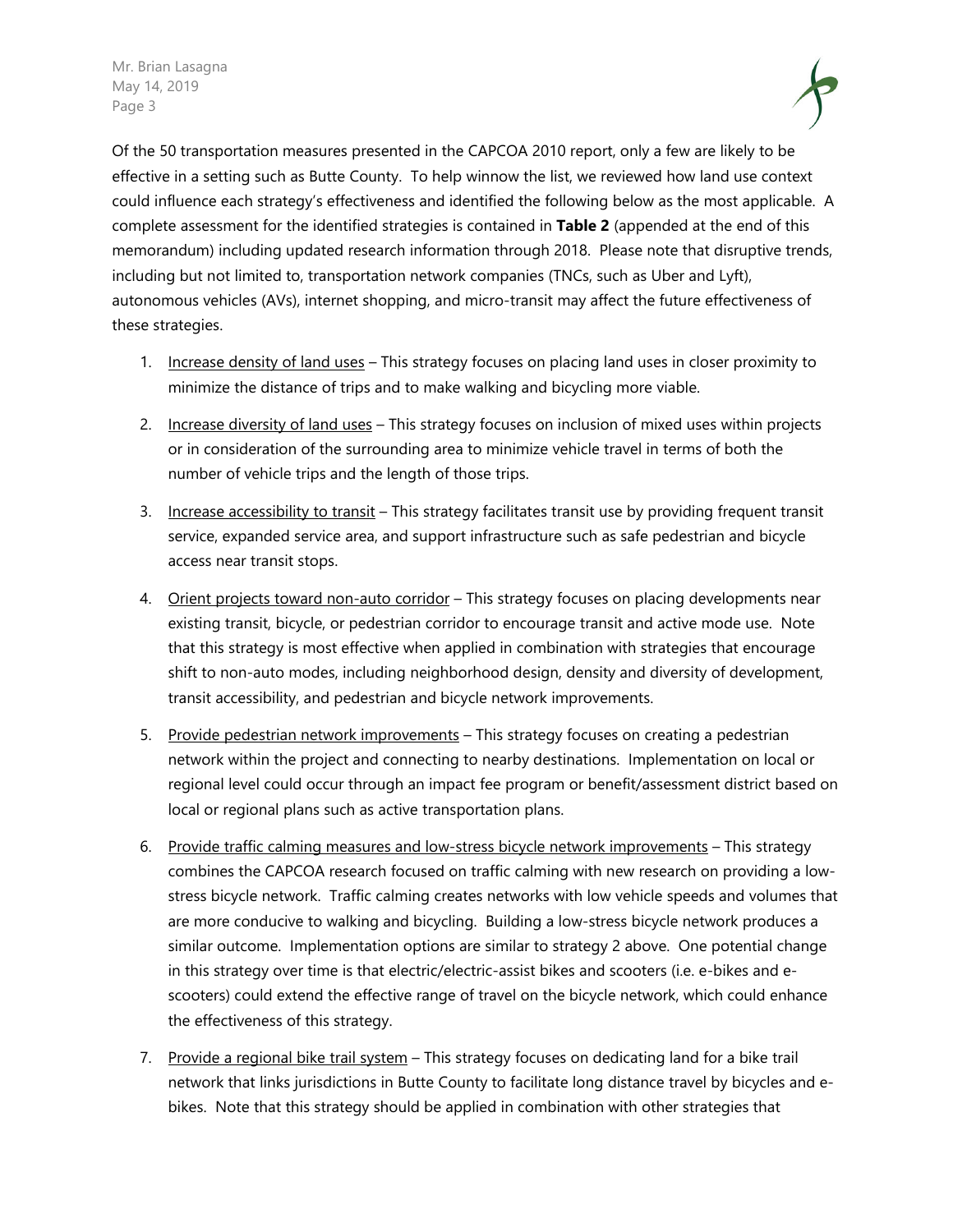Of the 50 transportation measures presented in the CAPCOA 2010 report, only a few are likely to be effective in a setting such as Butte County. To help winnow the list, we reviewed how land use context could influence each strategy's effectiveness and identified the following below as the most applicable. A complete assessment for the identified strategies is contained in **Table 2** (appended at the end of this memorandum) including updated research information through 2018. Please note that disruptive trends, including but not limited to, transportation network companies (TNCs, such as Uber and Lyft), autonomous vehicles (AVs), internet shopping, and micro-transit may affect the future effectiveness of these strategies.

1. <u>Increase density of land uses</u> – This strategy focuses on placing land uses in closer proximity to minimize the distance of trips and to make walking and bicycling more viable.

2. <u>Increase diversity of land uses</u> – This strategy focuses on inclusion of mixed uses within projects or in consideration of the surrounding area to minimize vehicle travel in terms of both the number of vehicle trips and the length of those trips.

3. <u>Increase accessibility to transit</u> – This strategy facilitates transit use by providing frequent transit service, expanded service area, and support infrastructure such as safe pedestrian and bicycle access near transit stops.

4. <u>Orient projects toward non-auto corridor</u> – This strategy focuses on placing developments near existing transit, bicycle, or pedestrian corridor to encourage transit and active mode use. Note that this strategy is most effective when applied in combination with strategies that encourage shift to non-auto modes, including neighborhood design, density and diversity of development, transit accessibility, and pedestrian and bicycle network improvements.

5. <u>Provide pedestrian network improvements</u> – This strategy focuses on creating a pedestrian network within the project and connecting to nearby destinations. Implementation on local or regional level could occur through an impact fee program or benefit/assessment district based on local or regional plans such as active transportation plans.

6. <u>Provide traffic calming measures and low-stress bicycle network improvements</u> – This strategy combines the CAPCOA research focused on traffic calming with new research on providing a low-stress bicycle network. Traffic calming creates networks with low vehicle speeds and volumes that are more conducive to walking and bicycling. Building a low-stress bicycle network produces a similar outcome. Implementation options are similar to strategy 2 above. One potential change in this strategy over time is that electric/electric-assist bikes and scooters (i.e. e-bikes and e-scooters) could extend the effective range of travel on the bicycle network, which could enhance the effectiveness of this strategy.

7. <u>Provide a regional bike trail system</u> – This strategy focuses on dedicating land for a bike trail network that links jurisdictions in Butte County to facilitate long distance travel by bicycles and e-bikes. Note that this strategy should be applied in combination with other strategies that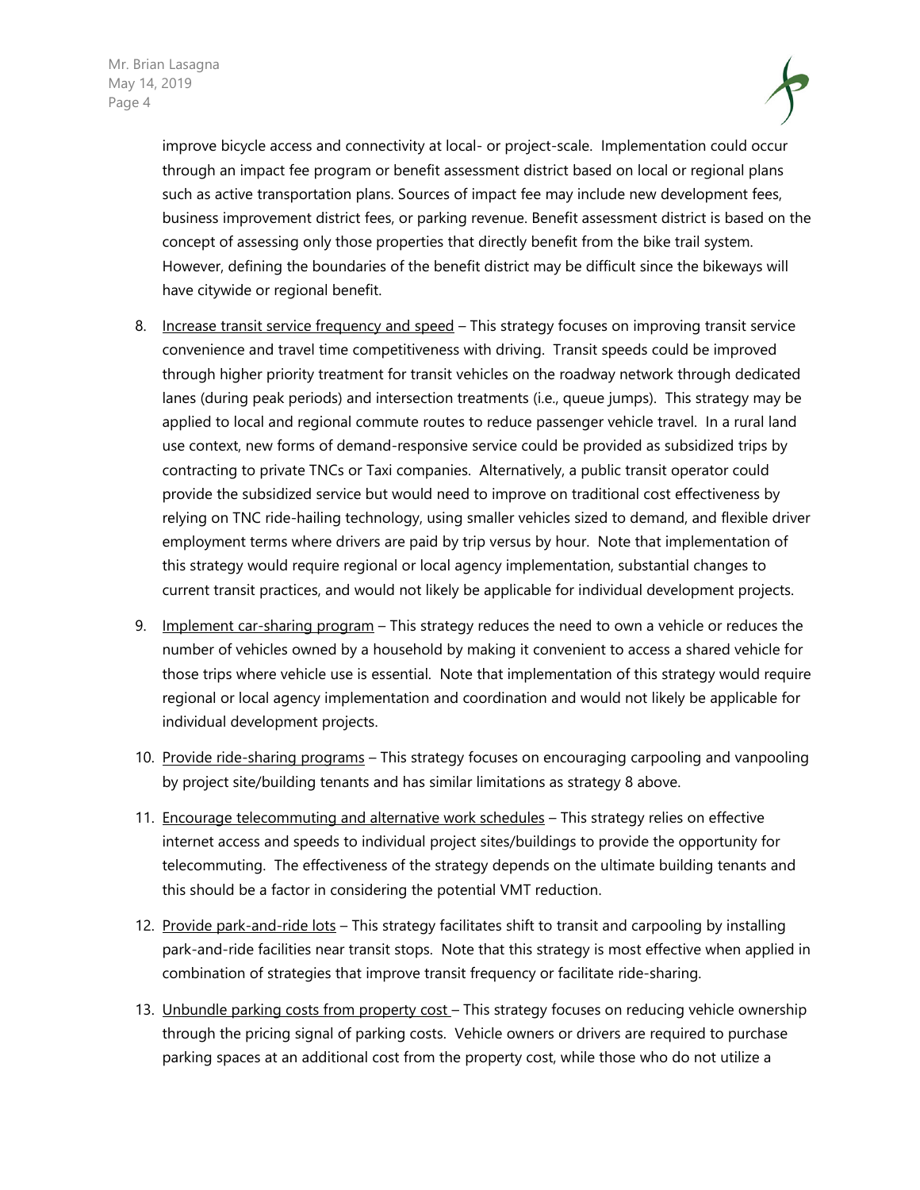improve bicycle access and connectivity at local- or project-scale. Implementation could occur through an impact fee program or benefit assessment district based on local or regional plans such as active transportation plans. Sources of impact fee may include new development fees, business improvement district fees, or parking revenue. Benefit assessment district is based on the concept of assessing only those properties that directly benefit from the bike trail system. However, defining the boundaries of the benefit district may be difficult since the bikeways will have citywide or regional benefit.

8. Increase transit service frequency and speed – This strategy focuses on improving transit service convenience and travel time competitiveness with driving. Transit speeds could be improved through higher priority treatment for transit vehicles on the roadway network through dedicated lanes (during peak periods) and intersection treatments (i.e., queue jumps). This strategy may be applied to local and regional commute routes to reduce passenger vehicle travel. In a rural land use context, new forms of demand-responsive service could be provided as subsidized trips by contracting to private TNCs or Taxi companies. Alternatively, a public transit operator could provide the subsidized service but would need to improve on traditional cost effectiveness by relying on TNC ride-hailing technology, using smaller vehicles sized to demand, and flexible driver employment terms where drivers are paid by trip versus by hour. Note that implementation of this strategy would require regional or local agency implementation, substantial changes to current transit practices, and would not likely be applicable for individual development projects.

9. Implement car-sharing program – This strategy reduces the need to own a vehicle or reduces the number of vehicles owned by a household by making it convenient to access a shared vehicle for those trips where vehicle use is essential. Note that implementation of this strategy would require regional or local agency implementation and coordination and would not likely be applicable for individual development projects.

10. Provide ride-sharing programs – This strategy focuses on encouraging carpooling and vanpooling by project site/building tenants and has similar limitations as strategy 8 above.

11. Encourage telecommuting and alternative work schedules – This strategy relies on effective internet access and speeds to individual project sites/buildings to provide the opportunity for telecommuting. The effectiveness of the strategy depends on the ultimate building tenants and this should be a factor in considering the potential VMT reduction.

12. Provide park-and-ride lots – This strategy facilitates shift to transit and carpooling by installing park-and-ride facilities near transit stops. Note that this strategy is most effective when applied in combination of strategies that improve transit frequency or facilitate ride-sharing.

13. Unbundle parking costs from property cost – This strategy focuses on reducing vehicle ownership through the pricing signal of parking costs. Vehicle owners or drivers are required to purchase parking spaces at an additional cost from the property cost, while those who do not utilize a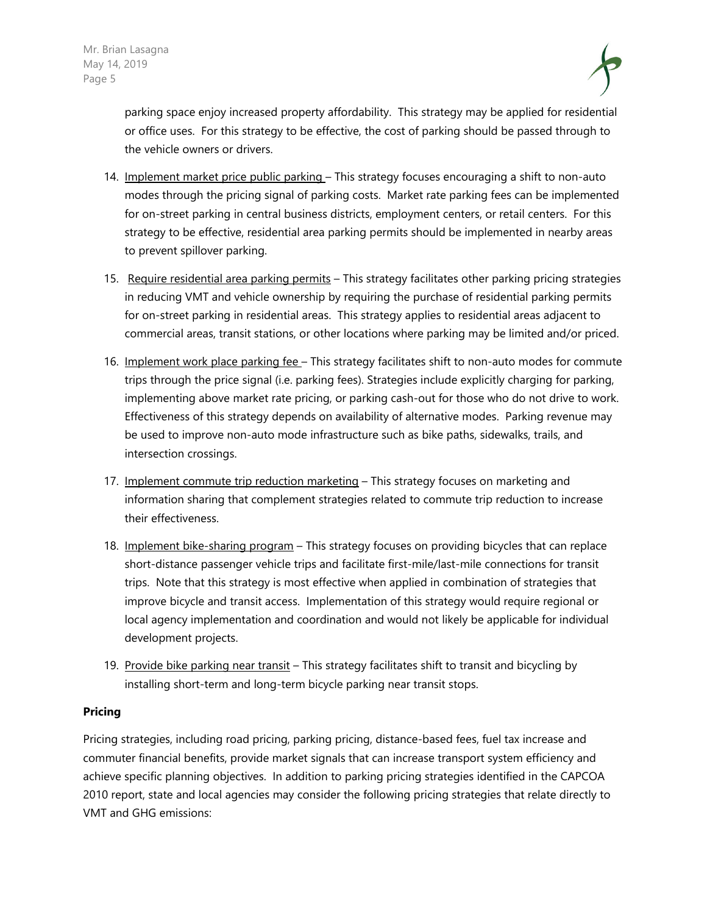parking space enjoy increased property affordability. This strategy may be applied for residential or office uses. For this strategy to be effective, the cost of parking should be passed through to the vehicle owners or drivers.

14. Implement market price public parking – This strategy focuses encouraging a shift to non-auto modes through the pricing signal of parking costs. Market rate parking fees can be implemented for on-street parking in central business districts, employment centers, or retail centers. For this strategy to be effective, residential area parking permits should be implemented in nearby areas to prevent spillover parking.

15. Require residential area parking permits – This strategy facilitates other parking pricing strategies in reducing VMT and vehicle ownership by requiring the purchase of residential parking permits for on-street parking in residential areas. This strategy applies to residential areas adjacent to commercial areas, transit stations, or other locations where parking may be limited and/or priced.

16. Implement work place parking fee – This strategy facilitates shift to non-auto modes for commute trips through the price signal (i.e. parking fees). Strategies include explicitly charging for parking, implementing above market rate pricing, or parking cash-out for those who do not drive to work. Effectiveness of this strategy depends on availability of alternative modes. Parking revenue may be used to improve non-auto mode infrastructure such as bike paths, sidewalks, trails, and intersection crossings.

17. Implement commute trip reduction marketing – This strategy focuses on marketing and information sharing that complement strategies related to commute trip reduction to increase their effectiveness.

18. Implement bike-sharing program – This strategy focuses on providing bicycles that can replace short-distance passenger vehicle trips and facilitate first-mile/last-mile connections for transit trips. Note that this strategy is most effective when applied in combination of strategies that improve bicycle and transit access. Implementation of this strategy would require regional or local agency implementation and coordination and would not likely be applicable for individual development projects.

19. Provide bike parking near transit – This strategy facilitates shift to transit and bicycling by installing short-term and long-term bicycle parking near transit stops.

**Pricing**

Pricing strategies, including road pricing, parking pricing, distance-based fees, fuel tax increase and commuter financial benefits, provide market signals that can increase transport system efficiency and achieve specific planning objectives. In addition to parking pricing strategies identified in the CAPCOA 2010 report, state and local agencies may consider the following pricing strategies that relate directly to VMT and GHG emissions: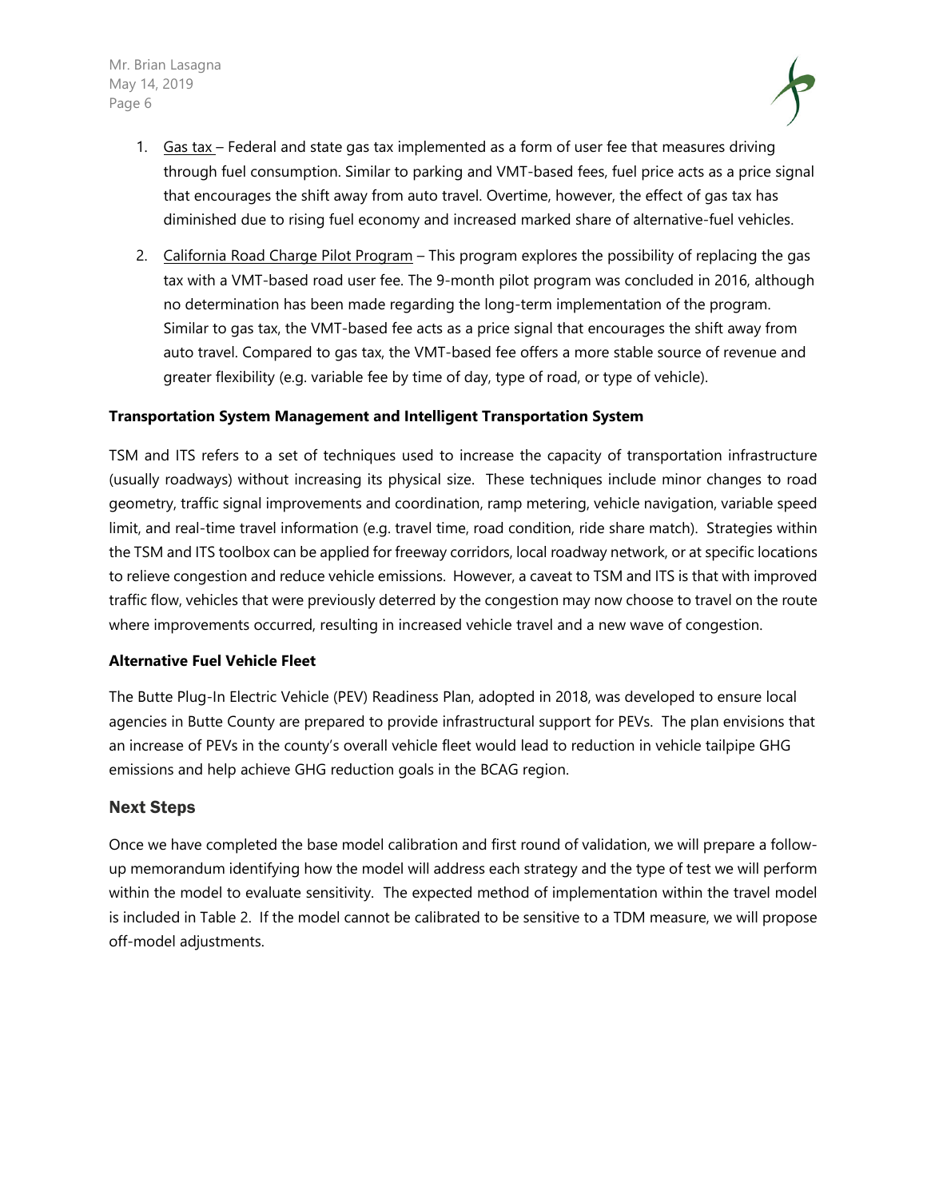1. Gas tax – Federal and state gas tax implemented as a form of user fee that measures driving through fuel consumption. Similar to parking and VMT-based fees, fuel price acts as a price signal that encourages the shift away from auto travel. Overtime, however, the effect of gas tax has diminished due to rising fuel economy and increased marked share of alternative-fuel vehicles.

2. California Road Charge Pilot Program – This program explores the possibility of replacing the gas tax with a VMT-based road user fee. The 9-month pilot program was concluded in 2016, although no determination has been made regarding the long-term implementation of the program. Similar to gas tax, the VMT-based fee acts as a price signal that encourages the shift away from auto travel. Compared to gas tax, the VMT-based fee offers a more stable source of revenue and greater flexibility (e.g. variable fee by time of day, type of road, or type of vehicle).

**Transportation System Management and Intelligent Transportation System**

TSM and ITS refers to a set of techniques used to increase the capacity of transportation infrastructure (usually roadways) without increasing its physical size. These techniques include minor changes to road geometry, traffic signal improvements and coordination, ramp metering, vehicle navigation, variable speed limit, and real-time travel information (e.g. travel time, road condition, ride share match). Strategies within the TSM and ITS toolbox can be applied for freeway corridors, local roadway network, or at specific locations to relieve congestion and reduce vehicle emissions. However, a caveat to TSM and ITS is that with improved traffic flow, vehicles that were previously deterred by the congestion may now choose to travel on the route where improvements occurred, resulting in increased vehicle travel and a new wave of congestion.

**Alternative Fuel Vehicle Fleet**

The Butte Plug-In Electric Vehicle (PEV) Readiness Plan, adopted in 2018, was developed to ensure local agencies in Butte County are prepared to provide infrastructural support for PEVs. The plan envisions that an increase of PEVs in the county's overall vehicle fleet would lead to reduction in vehicle tailpipe GHG emissions and help achieve GHG reduction goals in the BCAG region.

## Next Steps

Once we have completed the base model calibration and first round of validation, we will prepare a follow-up memorandum identifying how the model will address each strategy and the type of test we will perform within the model to evaluate sensitivity. The expected method of implementation within the travel model is included in Table 2. If the model cannot be calibrated to be sensitive to a TDM measure, we will propose off-model adjustments.